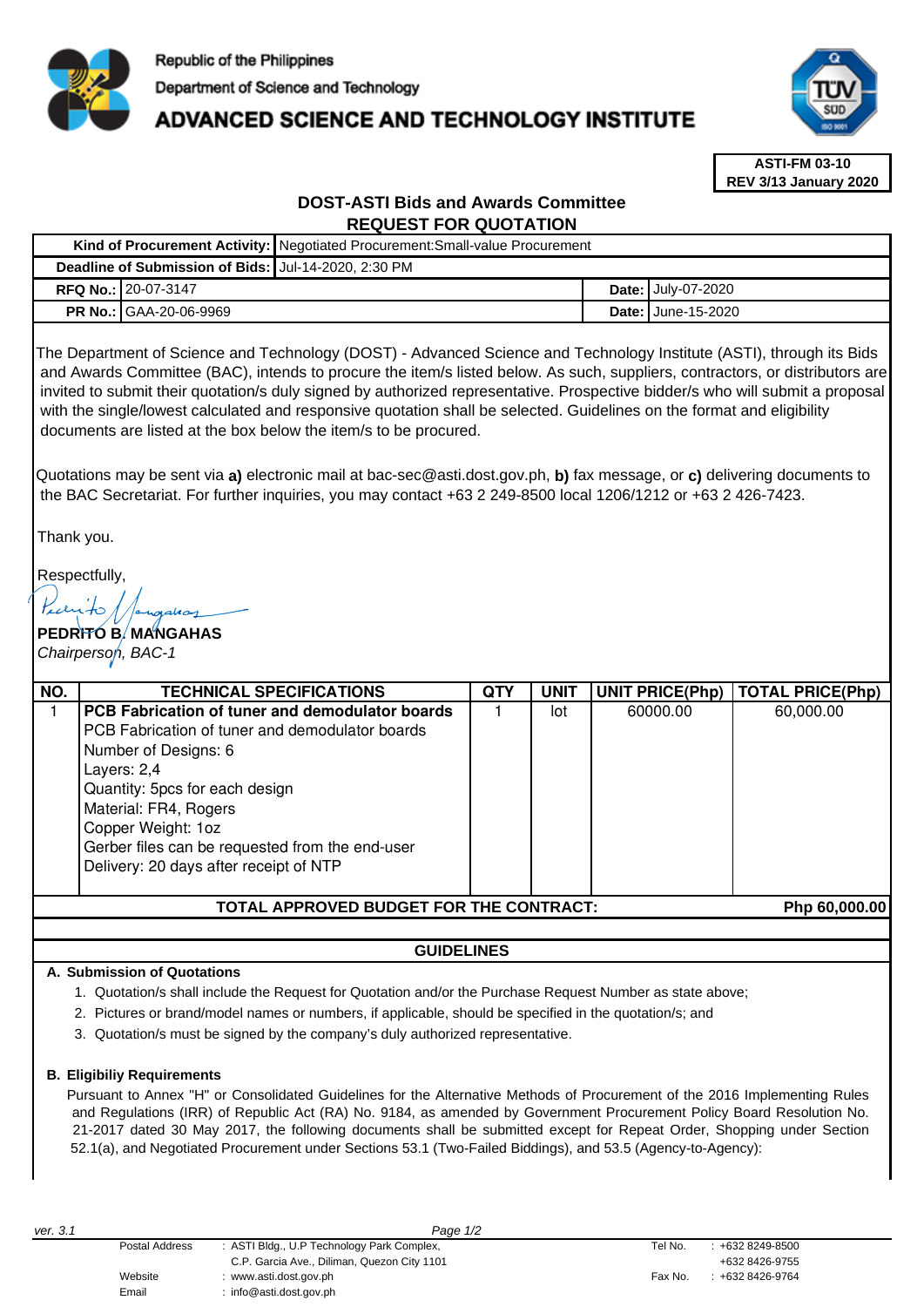Republic of the Philippines
Department of Science and Technology
# ADVANCED SCIENCE AND TECHNOLOGY INSTITUTE

**ASTI-FM 03-10**
**REV 3/13 January 2020**

## DOST-ASTI Bids and Awards Committee
## REQUEST FOR QUOTATION

| | | | |
|---|---|---|---|
| **Kind of Procurement Activity:** | Negotiated Procurement:Small-value Procurement | | |
| **Deadline of Submission of Bids:** | Jul-14-2020, 2:30 PM | | |
| **RFQ No.:** | 20-07-3147 | **Date:** | July-07-2020 |
| **PR No.:** | GAA-20-06-9969 | **Date:** | June-15-2020 |

The Department of Science and Technology (DOST) - Advanced Science and Technology Institute (ASTI), through its Bids and Awards Committee (BAC), intends to procure the item/s listed below. As such, suppliers, contractors, or distributors are invited to submit their quotation/s duly signed by authorized representative. Prospective bidder/s who will submit a proposal with the single/lowest calculated and responsive quotation shall be selected. Guidelines on the format and eligibility documents are listed at the box below the item/s to be procured.

Quotations may be sent via **a)** electronic mail at bac-sec@asti.dost.gov.ph, **b)** fax message, or **c)** delivering documents to the BAC Secretariat. For further inquiries, you may contact +63 2 249-8500 local 1206/1212 or +63 2 426-7423.

Thank you.

Respectfully,

**PEDRITO B. MANGAHAS**
*Chairperson, BAC-1*

| NO. | TECHNICAL SPECIFICATIONS | QTY | UNIT | UNIT PRICE(Php) | TOTAL PRICE(Php) |
|---|---|---|---|---|---|
| 1 | **PCB Fabrication of tuner and demodulator boards**<br>PCB Fabrication of tuner and demodulator boards<br>Number of Designs: 6<br>Layers: 2,4<br>Quantity: 5pcs for each design<br>Material: FR4, Rogers<br>Copper Weight: 1oz<br>Gerber files can be requested from the end-user<br>Delivery: 20 days after receipt of NTP | 1 | lot | 60000.00 | 60,000.00 |
| | **TOTAL APPROVED BUDGET FOR THE CONTRACT:** | | | | **Php 60,000.00** |

## GUIDELINES

**A. Submission of Quotations**

1. Quotation/s shall include the Request for Quotation and/or the Purchase Request Number as state above;
2. Pictures or brand/model names or numbers, if applicable, should be specified in the quotation/s; and
3. Quotation/s must be signed by the company's duly authorized representative.

**B. Eligibiliy Requirements**

Pursuant to Annex "H" or Consolidated Guidelines for the Alternative Methods of Procurement of the 2016 Implementing Rules and Regulations (IRR) of Republic Act (RA) No. 9184, as amended by Government Procurement Policy Board Resolution No. 21-2017 dated 30 May 2017, the following documents shall be submitted except for Repeat Order, Shopping under Section 52.1(a), and Negotiated Procurement under Sections 53.1 (Two-Failed Biddings), and 53.5 (Agency-to-Agency):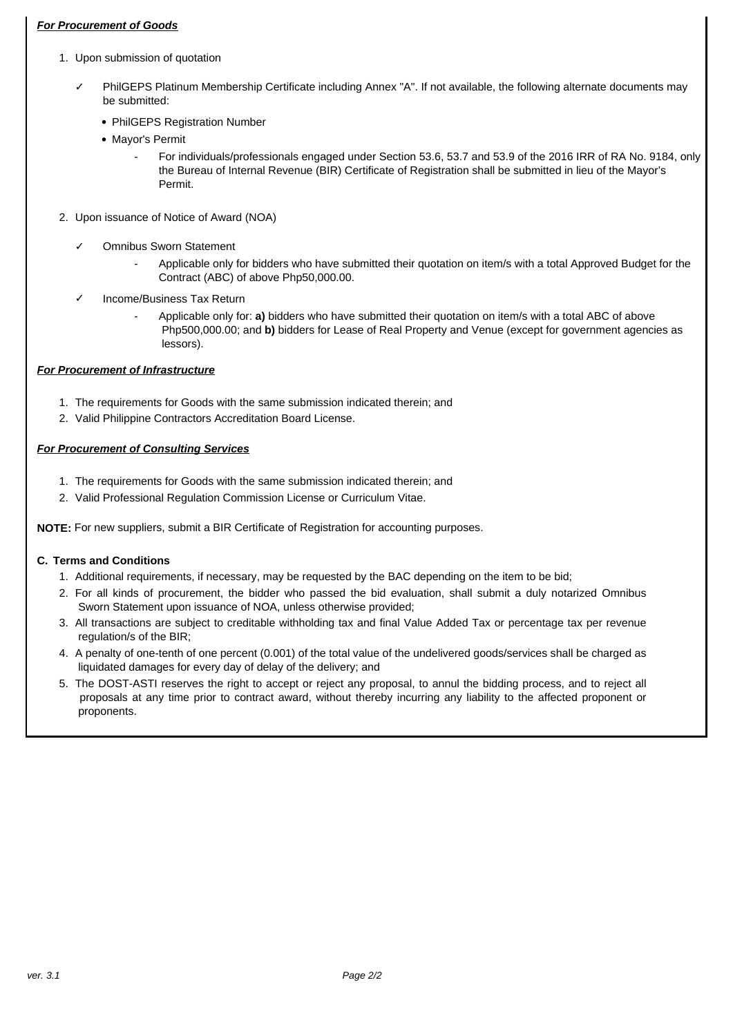***For Procurement of Goods***

1. Upon submission of quotation

   ✓ PhilGEPS Platinum Membership Certificate including Annex "A". If not available, the following alternate documents may be submitted:

   - PhilGEPS Registration Number
   - Mayor's Permit
     - For individuals/professionals engaged under Section 53.6, 53.7 and 53.9 of the 2016 IRR of RA No. 9184, only the Bureau of Internal Revenue (BIR) Certificate of Registration shall be submitted in lieu of the Mayor's Permit.

2. Upon issuance of Notice of Award (NOA)

   ✓ Omnibus Sworn Statement
     - Applicable only for bidders who have submitted their quotation on item/s with a total Approved Budget for the Contract (ABC) of above Php50,000.00.

   ✓ Income/Business Tax Return
     - Applicable only for: **a)** bidders who have submitted their quotation on item/s with a total ABC of above Php500,000.00; and **b)** bidders for Lease of Real Property and Venue (except for government agencies as lessors).

***For Procurement of Infrastructure***

1. The requirements for Goods with the same submission indicated therein; and
2. Valid Philippine Contractors Accreditation Board License.

***For Procurement of Consulting Services***

1. The requirements for Goods with the same submission indicated therein; and
2. Valid Professional Regulation Commission License or Curriculum Vitae.

**NOTE:** For new suppliers, submit a BIR Certificate of Registration for accounting purposes.

**C. Terms and Conditions**

1. Additional requirements, if necessary, may be requested by the BAC depending on the item to be bid;
2. For all kinds of procurement, the bidder who passed the bid evaluation, shall submit a duly notarized Omnibus Sworn Statement upon issuance of NOA, unless otherwise provided;
3. All transactions are subject to creditable withholding tax and final Value Added Tax or percentage tax per revenue regulation/s of the BIR;
4. A penalty of one-tenth of one percent (0.001) of the total value of the undelivered goods/services shall be charged as liquidated damages for every day of delay of the delivery; and
5. The DOST-ASTI reserves the right to accept or reject any proposal, to annul the bidding process, and to reject all proposals at any time prior to contract award, without thereby incurring any liability to the affected proponent or proponents.

*ver. 3.1*